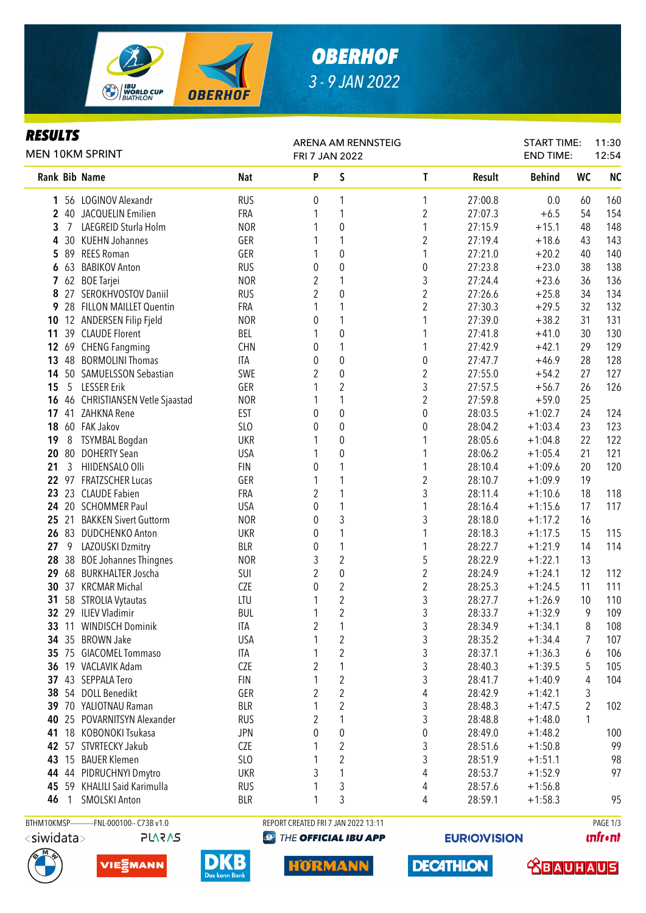# OBERHOF

3 - 9 JAN 2022

## RESULTS

MEN 10KM SPRINT

ARENA AM RENNSTEIG
FRI 7 JAN 2022

START TIME: 11:30
END TIME: 12:54

| Rank | Bib | Name | Nat | P | S | T | Result | Behind | WC | NC |
|---|---|---|---|---|---|---|---|---|---|---|
| 1 | 56 | LOGINOV Alexandr | RUS | 0 | 1 | 1 | 27:00.8 | 0.0 | 60 | 160 |
| 2 | 40 | JACQUELIN Emilien | FRA | 1 | 1 | 2 | 27:07.3 | +6.5 | 54 | 154 |
| 3 | 7 | LAEGREID Sturla Holm | NOR | 1 | 0 | 1 | 27:15.9 | +15.1 | 48 | 148 |
| 4 | 30 | KUEHN Johannes | GER | 1 | 1 | 2 | 27:19.4 | +18.6 | 43 | 143 |
| 5 | 89 | REES Roman | GER | 1 | 0 | 1 | 27:21.0 | +20.2 | 40 | 140 |
| 6 | 63 | BABIKOV Anton | RUS | 0 | 0 | 0 | 27:23.8 | +23.0 | 38 | 138 |
| 7 | 62 | BOE Tarjei | NOR | 2 | 1 | 3 | 27:24.4 | +23.6 | 36 | 136 |
| 8 | 27 | SEROKHVOSTOV Daniil | RUS | 2 | 0 | 2 | 27:26.6 | +25.8 | 34 | 134 |
| 9 | 28 | FILLON MAILLET Quentin | FRA | 1 | 1 | 2 | 27:30.3 | +29.5 | 32 | 132 |
| 10 | 12 | ANDERSEN Filip Fjeld | NOR | 0 | 1 | 1 | 27:39.0 | +38.2 | 31 | 131 |
| 11 | 39 | CLAUDE Florent | BEL | 1 | 0 | 1 | 27:41.8 | +41.0 | 30 | 130 |
| 12 | 69 | CHENG Fangming | CHN | 0 | 1 | 1 | 27:42.9 | +42.1 | 29 | 129 |
| 13 | 48 | BORMOLINI Thomas | ITA | 0 | 0 | 0 | 27:47.7 | +46.9 | 28 | 128 |
| 14 | 50 | SAMUELSSON Sebastian | SWE | 2 | 0 | 2 | 27:55.0 | +54.2 | 27 | 127 |
| 15 | 5 | LESSER Erik | GER | 1 | 2 | 3 | 27:57.5 | +56.7 | 26 | 126 |
| 16 | 46 | CHRISTIANSEN Vetle Sjaastad | NOR | 1 | 1 | 2 | 27:59.8 | +59.0 | 25 | |
| 17 | 41 | ZAHKNA Rene | EST | 0 | 0 | 0 | 28:03.5 | +1:02.7 | 24 | 124 |
| 18 | 60 | FAK Jakov | SLO | 0 | 0 | 0 | 28:04.2 | +1:03.4 | 23 | 123 |
| 19 | 8 | TSYMBAL Bogdan | UKR | 1 | 0 | 1 | 28:05.6 | +1:04.8 | 22 | 122 |
| 20 | 80 | DOHERTY Sean | USA | 1 | 0 | 1 | 28:06.2 | +1:05.4 | 21 | 121 |
| 21 | 3 | HIIDENSALO Olli | FIN | 0 | 1 | 1 | 28:10.4 | +1:09.6 | 20 | 120 |
| 22 | 97 | FRATZSCHER Lucas | GER | 1 | 1 | 2 | 28:10.7 | +1:09.9 | 19 | |
| 23 | 23 | CLAUDE Fabien | FRA | 2 | 1 | 3 | 28:11.4 | +1:10.6 | 18 | 118 |
| 24 | 20 | SCHOMMER Paul | USA | 0 | 1 | 1 | 28:16.4 | +1:15.6 | 17 | 117 |
| 25 | 21 | BAKKEN Sivert Guttorm | NOR | 0 | 3 | 3 | 28:18.0 | +1:17.2 | 16 | |
| 26 | 83 | DUDCHENKO Anton | UKR | 0 | 1 | 1 | 28:18.3 | +1:17.5 | 15 | 115 |
| 27 | 9 | LAZOUSKI Dzmitry | BLR | 0 | 1 | 1 | 28:22.7 | +1:21.9 | 14 | 114 |
| 28 | 38 | BOE Johannes Thingnes | NOR | 3 | 2 | 5 | 28:22.9 | +1:22.1 | 13 | |
| 29 | 68 | BURKHALTER Joscha | SUI | 2 | 0 | 2 | 28:24.9 | +1:24.1 | 12 | 112 |
| 30 | 37 | KRCMAR Michal | CZE | 0 | 2 | 2 | 28:25.3 | +1:24.5 | 11 | 111 |
| 31 | 58 | STROLIA Vytautas | LTU | 1 | 2 | 3 | 28:27.7 | +1:26.9 | 10 | 110 |
| 32 | 29 | ILIEV Vladimir | BUL | 1 | 2 | 3 | 28:33.7 | +1:32.9 | 9 | 109 |
| 33 | 11 | WINDISCH Dominik | ITA | 2 | 1 | 3 | 28:34.9 | +1:34.1 | 8 | 108 |
| 34 | 35 | BROWN Jake | USA | 1 | 2 | 3 | 28:35.2 | +1:34.4 | 7 | 107 |
| 35 | 75 | GIACOMEL Tommaso | ITA | 1 | 2 | 3 | 28:37.1 | +1:36.3 | 6 | 106 |
| 36 | 19 | VACLAVIK Adam | CZE | 2 | 1 | 3 | 28:40.3 | +1:39.5 | 5 | 105 |
| 37 | 43 | SEPPALA Tero | FIN | 1 | 2 | 3 | 28:41.7 | +1:40.9 | 4 | 104 |
| 38 | 54 | DOLL Benedikt | GER | 2 | 2 | 4 | 28:42.9 | +1:42.1 | 3 | |
| 39 | 70 | YALIOTNAU Raman | BLR | 1 | 2 | 3 | 28:48.3 | +1:47.5 | 2 | 102 |
| 40 | 25 | POVARNITSYN Alexander | RUS | 2 | 1 | 3 | 28:48.8 | +1:48.0 | 1 | |
| 41 | 18 | KOBONOKI Tsukasa | JPN | 0 | 0 | 0 | 28:49.0 | +1:48.2 | | 100 |
| 42 | 57 | STVRTECKY Jakub | CZE | 1 | 2 | 3 | 28:51.6 | +1:50.8 | | 99 |
| 43 | 15 | BAUER Klemen | SLO | 1 | 2 | 3 | 28:51.9 | +1:51.1 | | 98 |
| 44 | 44 | PIDRUCHNYI Dmytro | UKR | 3 | 1 | 4 | 28:53.7 | +1:52.9 | | 97 |
| 45 | 59 | KHALILI Said Karimulla | RUS | 1 | 3 | 4 | 28:57.6 | +1:56.8 | | |
| 46 | 1 | SMOLSKI Anton | BLR | 1 | 3 | 4 | 28:59.1 | +1:58.3 | | 95 |

BTHM10KMSP-----------FNL-000100-- C73B v1.0    REPORT CREATED FRI 7 JAN 2022 13:11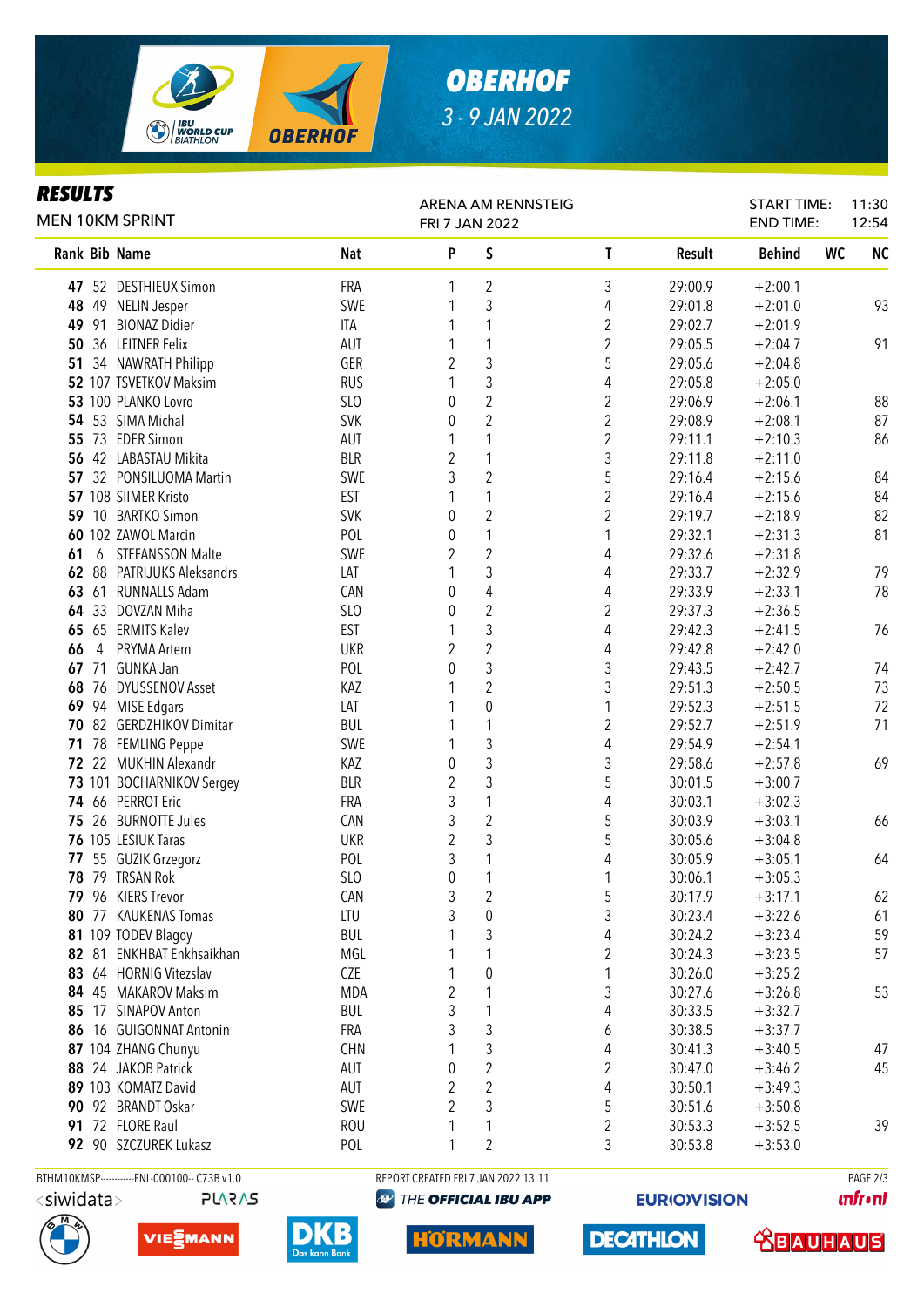# OBERHOF

3 - 9 JAN 2022

## RESULTS

MEN 10KM SPRINT

ARENA AM RENNSTEIG
FRI 7 JAN 2022

START TIME: 11:30
END TIME: 12:54

| Rank | Bib | Name | Nat | P | S | T | Result | Behind | WC | NC |
|---|---|---|---|---|---|---|---|---|---|---|
| 47 | 52 | DESTHIEUX Simon | FRA | 1 | 2 | 3 | 29:00.9 | +2:00.1 | | |
| 48 | 49 | NELIN Jesper | SWE | 1 | 3 | 4 | 29:01.8 | +2:01.0 | | 93 |
| 49 | 91 | BIONAZ Didier | ITA | 1 | 1 | 2 | 29:02.7 | +2:01.9 | | |
| 50 | 36 | LEITNER Felix | AUT | 1 | 1 | 2 | 29:05.5 | +2:04.7 | | 91 |
| 51 | 34 | NAWRATH Philipp | GER | 2 | 3 | 5 | 29:05.6 | +2:04.8 | | |
| 52 | 107 | TSVETKOV Maksim | RUS | 1 | 3 | 4 | 29:05.8 | +2:05.0 | | |
| 53 | 100 | PLANKO Lovro | SLO | 0 | 2 | 2 | 29:06.9 | +2:06.1 | | 88 |
| 54 | 53 | SIMA Michal | SVK | 0 | 2 | 2 | 29:08.9 | +2:08.1 | | 87 |
| 55 | 73 | EDER Simon | AUT | 1 | 1 | 2 | 29:11.1 | +2:10.3 | | 86 |
| 56 | 42 | LABASTAU Mikita | BLR | 2 | 1 | 3 | 29:11.8 | +2:11.0 | | |
| 57 | 32 | PONSILUOMA Martin | SWE | 3 | 2 | 5 | 29:16.4 | +2:15.6 | | 84 |
| 57 | 108 | SIIMER Kristo | EST | 1 | 1 | 2 | 29:16.4 | +2:15.6 | | 84 |
| 59 | 10 | BARTKO Simon | SVK | 0 | 2 | 2 | 29:19.7 | +2:18.9 | | 82 |
| 60 | 102 | ZAWOL Marcin | POL | 0 | 1 | 1 | 29:32.1 | +2:31.3 | | 81 |
| 61 | 6 | STEFANSSON Malte | SWE | 2 | 2 | 4 | 29:32.6 | +2:31.8 | | |
| 62 | 88 | PATRIJUKS Aleksandrs | LAT | 1 | 3 | 4 | 29:33.7 | +2:32.9 | | 79 |
| 63 | 61 | RUNNALLS Adam | CAN | 0 | 4 | 4 | 29:33.9 | +2:33.1 | | 78 |
| 64 | 33 | DOVZAN Miha | SLO | 0 | 2 | 2 | 29:37.3 | +2:36.5 | | |
| 65 | 65 | ERMITS Kalev | EST | 1 | 3 | 4 | 29:42.3 | +2:41.5 | | 76 |
| 66 | 4 | PRYMA Artem | UKR | 2 | 2 | 4 | 29:42.8 | +2:42.0 | | |
| 67 | 71 | GUNKA Jan | POL | 0 | 3 | 3 | 29:43.5 | +2:42.7 | | 74 |
| 68 | 76 | DYUSSENOV Asset | KAZ | 1 | 2 | 3 | 29:51.3 | +2:50.5 | | 73 |
| 69 | 94 | MISE Edgars | LAT | 1 | 0 | 1 | 29:52.3 | +2:51.5 | | 72 |
| 70 | 82 | GERDZHIKOV Dimitar | BUL | 1 | 1 | 2 | 29:52.7 | +2:51.9 | | 71 |
| 71 | 78 | FEMLING Peppe | SWE | 1 | 3 | 4 | 29:54.9 | +2:54.1 | | |
| 72 | 22 | MUKHIN Alexandr | KAZ | 0 | 3 | 3 | 29:58.6 | +2:57.8 | | 69 |
| 73 | 101 | BOCHARNIKOV Sergey | BLR | 2 | 3 | 5 | 30:01.5 | +3:00.7 | | |
| 74 | 66 | PERROT Eric | FRA | 3 | 1 | 4 | 30:03.1 | +3:02.3 | | |
| 75 | 26 | BURNOTTE Jules | CAN | 3 | 2 | 5 | 30:03.9 | +3:03.1 | | 66 |
| 76 | 105 | LESIUK Taras | UKR | 2 | 3 | 5 | 30:05.6 | +3:04.8 | | |
| 77 | 55 | GUZIK Grzegorz | POL | 3 | 1 | 4 | 30:05.9 | +3:05.1 | | 64 |
| 78 | 79 | TRSAN Rok | SLO | 0 | 1 | 1 | 30:06.1 | +3:05.3 | | |
| 79 | 96 | KIERS Trevor | CAN | 3 | 2 | 5 | 30:17.9 | +3:17.1 | | 62 |
| 80 | 77 | KAUKENAS Tomas | LTU | 3 | 0 | 3 | 30:23.4 | +3:22.6 | | 61 |
| 81 | 109 | TODEV Blagoy | BUL | 1 | 3 | 4 | 30:24.2 | +3:23.4 | | 59 |
| 82 | 81 | ENKHBAT Enkhsaikhan | MGL | 1 | 1 | 2 | 30:24.3 | +3:23.5 | | 57 |
| 83 | 64 | HORNIG Vitezslav | CZE | 1 | 0 | 1 | 30:26.0 | +3:25.2 | | |
| 84 | 45 | MAKAROV Maksim | MDA | 2 | 1 | 3 | 30:27.6 | +3:26.8 | | 53 |
| 85 | 17 | SINAPOV Anton | BUL | 3 | 1 | 4 | 30:33.5 | +3:32.7 | | |
| 86 | 16 | GUIGONNAT Antonin | FRA | 3 | 3 | 6 | 30:38.5 | +3:37.7 | | |
| 87 | 104 | ZHANG Chunyu | CHN | 1 | 3 | 4 | 30:41.3 | +3:40.5 | | 47 |
| 88 | 24 | JAKOB Patrick | AUT | 0 | 2 | 2 | 30:47.0 | +3:46.2 | | 45 |
| 89 | 103 | KOMATZ David | AUT | 2 | 2 | 4 | 30:50.1 | +3:49.3 | | |
| 90 | 92 | BRANDT Oskar | SWE | 2 | 3 | 5 | 30:51.6 | +3:50.8 | | |
| 91 | 72 | FLORE Raul | ROU | 1 | 1 | 2 | 30:53.3 | +3:52.5 | | 39 |
| 92 | 90 | SZCZUREK Lukasz | POL | 1 | 2 | 3 | 30:53.8 | +3:53.0 | | |

BTHM10KMSP-----------FNL-000100-- C73B v1.0    REPORT CREATED FRI 7 JAN 2022 13:11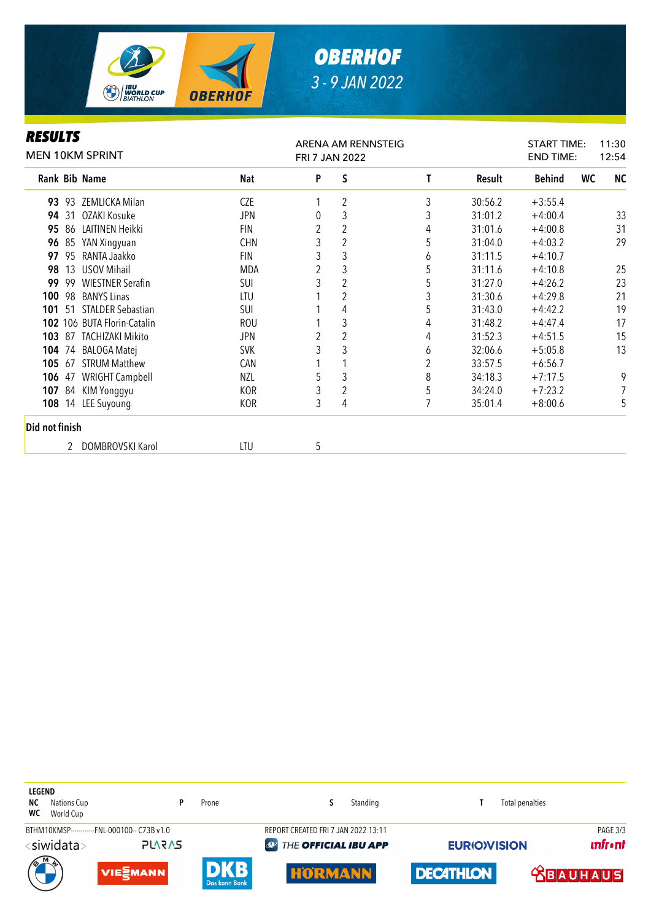# OBERHOF

3 - 9 JAN 2022

## RESULTS

MEN 10KM SPRINT

ARENA AM RENNSTEIG
FRI 7 JAN 2022

START TIME: 11:30
END TIME: 12:54

| Rank | Bib | Name | Nat | P | S | T | Result | Behind | WC | NC |
|---|---|---|---|---|---|---|---|---|---|---|
| **93** | 93 | ZEMLICKA Milan | CZE | 1 | 2 | 3 | 30:56.2 | +3:55.4 | | |
| **94** | 31 | OZAKI Kosuke | JPN | 0 | 3 | 3 | 31:01.2 | +4:00.4 | | 33 |
| **95** | 86 | LAITINEN Heikki | FIN | 2 | 2 | 4 | 31:01.6 | +4:00.8 | | 31 |
| **96** | 85 | YAN Xingyuan | CHN | 3 | 2 | 5 | 31:04.0 | +4:03.2 | | 29 |
| **97** | 95 | RANTA Jaakko | FIN | 3 | 3 | 6 | 31:11.5 | +4:10.7 | | |
| **98** | 13 | USOV Mihail | MDA | 2 | 3 | 5 | 31:11.6 | +4:10.8 | | 25 |
| **99** | 99 | WIESTNER Serafin | SUI | 3 | 2 | 5 | 31:27.0 | +4:26.2 | | 23 |
| **100** | 98 | BANYS Linas | LTU | 1 | 2 | 3 | 31:30.6 | +4:29.8 | | 21 |
| **101** | 51 | STALDER Sebastian | SUI | 1 | 4 | 5 | 31:43.0 | +4:42.2 | | 19 |
| **102** | 106 | BUTA Florin-Catalin | ROU | 1 | 3 | 4 | 31:48.2 | +4:47.4 | | 17 |
| **103** | 87 | TACHIZAKI Mikito | JPN | 2 | 2 | 4 | 31:52.3 | +4:51.5 | | 15 |
| **104** | 74 | BALOGA Matej | SVK | 3 | 3 | 6 | 32:06.6 | +5:05.8 | | 13 |
| **105** | 67 | STRUM Matthew | CAN | 1 | 1 | 2 | 33:57.5 | +6:56.7 | | |
| **106** | 47 | WRIGHT Campbell | NZL | 5 | 3 | 8 | 34:18.3 | +7:17.5 | | 9 |
| **107** | 84 | KIM Yonggyu | KOR | 3 | 2 | 5 | 34:24.0 | +7:23.2 | | 7 |
| **108** | 14 | LEE Suyoung | KOR | 3 | 4 | 7 | 35:01.4 | +8:00.6 | | 5 |

**Did not finish**

| Rank | Bib | Name | Nat | P | S | T | Result | Behind | WC | NC |
|---|---|---|---|---|---|---|---|---|---|---|
| | 2 | DOMBROVSKI Karol | LTU | 5 | | | | | | |

**LEGEND**

- **NC** Nations Cup
- **WC** World Cup
- **P** Prone
- **S** Standing
- **T** Total penalties

BTHM10KMSP-----------FNL-000100-- C73B v1.0 — REPORT CREATED FRI 7 JAN 2022 13:11